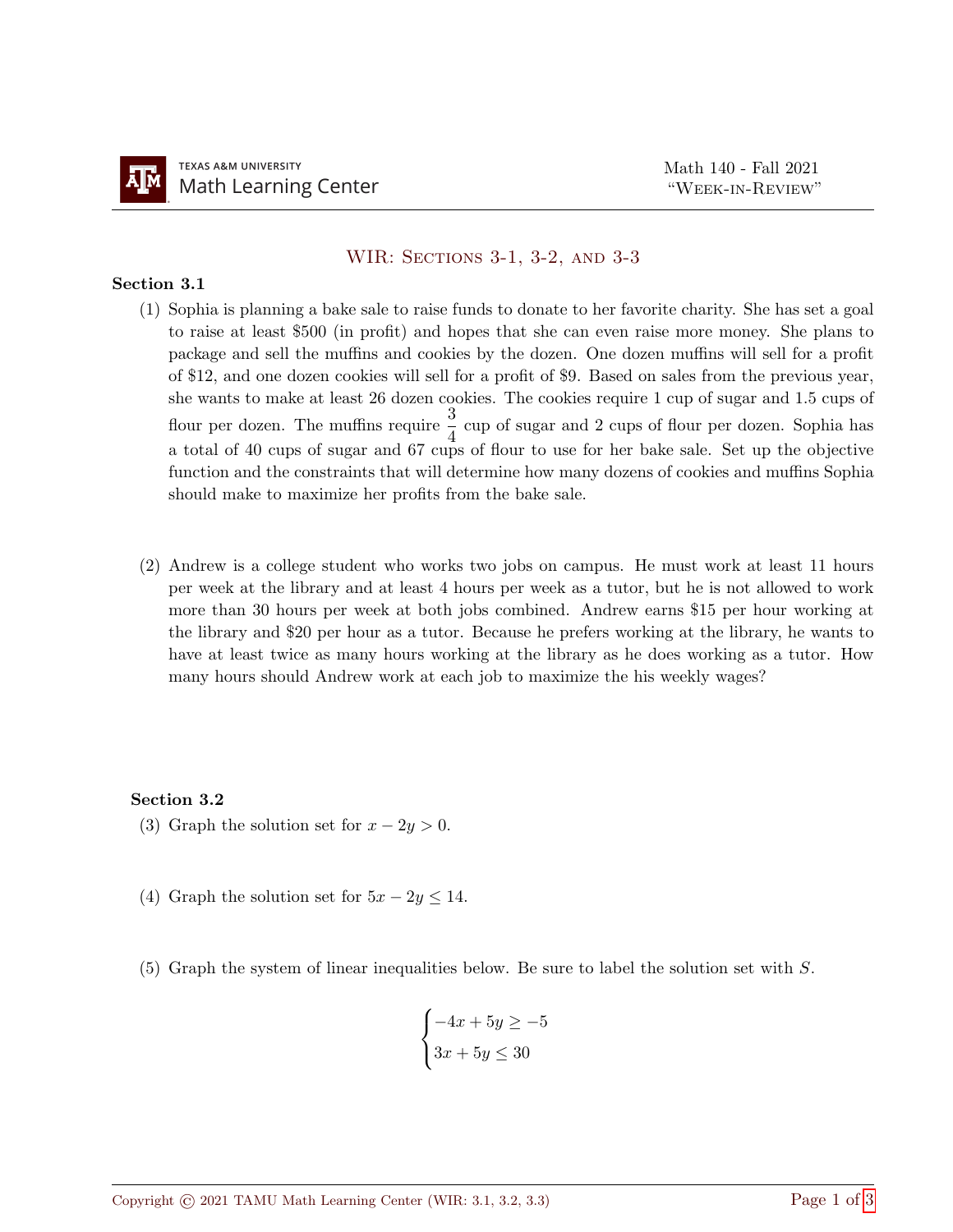# WIR: Sections 3-1, 3-2, and 3-3

## Section 3.1

(1) Sophia is planning a bake sale to raise funds to donate to her favorite charity. She has set a goal to raise at least \$500 (in profit) and hopes that she can even raise more money. She plans to package and sell the muffins and cookies by the dozen. One dozen muffins will sell for a profit of \$12, and one dozen cookies will sell for a profit of \$9. Based on sales from the previous year, she wants to make at least 26 dozen cookies. The cookies require 1 cup of sugar and 1.5 cups of flour per dozen. The muffins require $\frac{3}{4}$ cup of sugar and 2 cups of flour per dozen. Sophia has a total of 40 cups of sugar and 67 cups of flour to use for her bake sale. Set up the objective function and the constraints that will determine how many dozens of cookies and muffins Sophia should make to maximize her profits from the bake sale.

(2) Andrew is a college student who works two jobs on campus. He must work at least 11 hours per week at the library and at least 4 hours per week as a tutor, but he is not allowed to work more than 30 hours per week at both jobs combined. Andrew earns \$15 per hour working at the library and \$20 per hour as a tutor. Because he prefers working at the library, he wants to have at least twice as many hours working at the library as he does working as a tutor. How many hours should Andrew work at each job to maximize the his weekly wages?

## Section 3.2

(3) Graph the solution set for $x - 2y > 0$.

(4) Graph the solution set for $5x - 2y \leq 14$.

(5) Graph the system of linear inequalities below. Be sure to label the solution set with $S$.

$$\begin{cases} -4x + 5y \geq -5 \\ 3x + 5y \leq 30 \end{cases}$$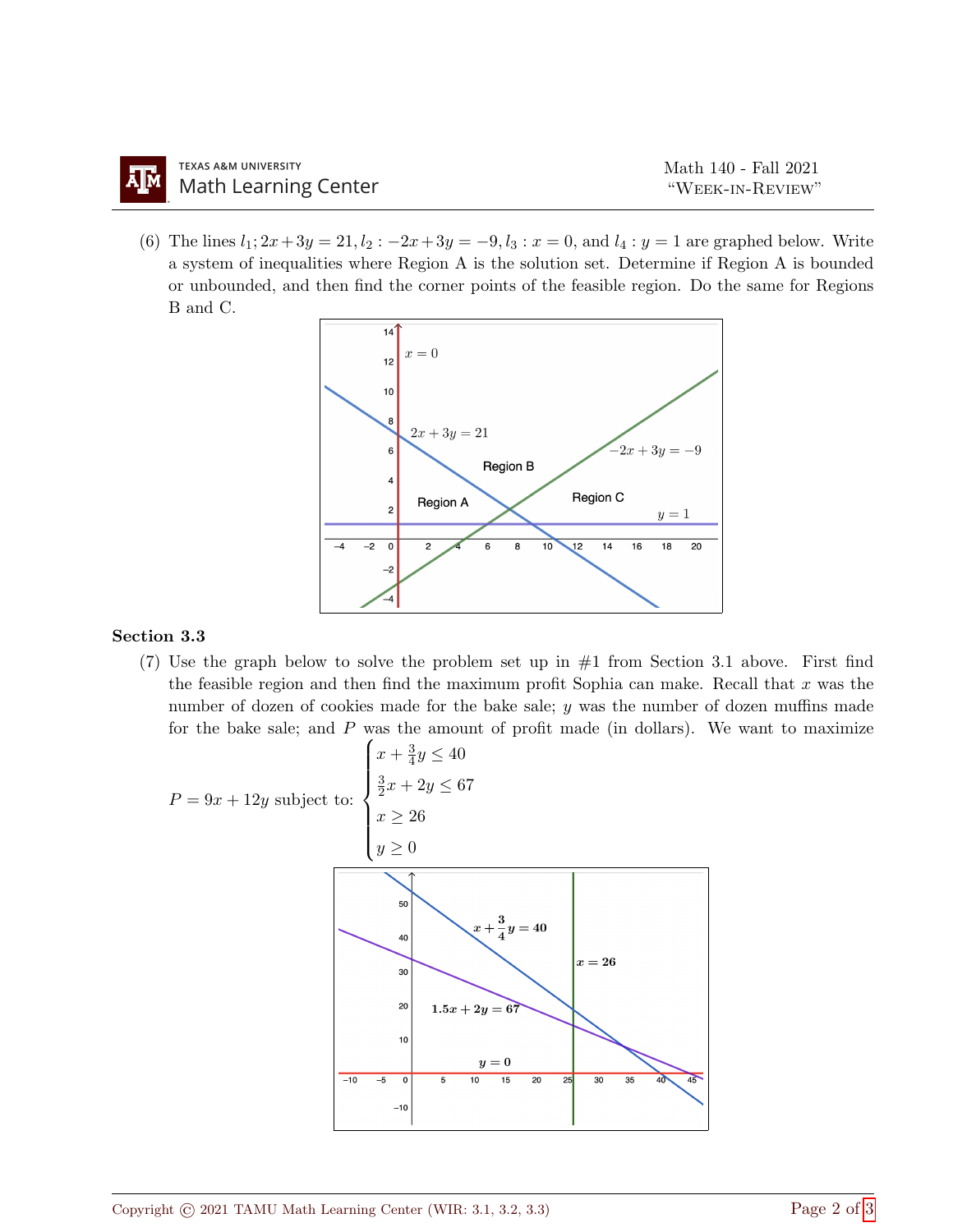(6) The lines $l_1; 2x+3y=21$, $l_2: -2x+3y=-9$, $l_3: x=0$, and $l_4: y=1$ are graphed below. Write a system of inequalities where Region A is the solution set. Determine if Region A is bounded or unbounded, and then find the corner points of the feasible region. Do the same for Regions B and C.

### Section 3.3

(7) Use the graph below to solve the problem set up in #1 from Section 3.1 above. First find the feasible region and then find the maximum profit Sophia can make. Recall that $x$ was the number of dozen of cookies made for the bake sale; $y$ was the number of dozen muffins made for the bake sale; and $P$ was the amount of profit made (in dollars). We want to maximize

$$P = 9x + 12y \text{ subject to: } \begin{cases} x + \frac{3}{4}y \leq 40 \\ \frac{3}{2}x + 2y \leq 67 \\ x \geq 26 \\ y \geq 0 \end{cases}$$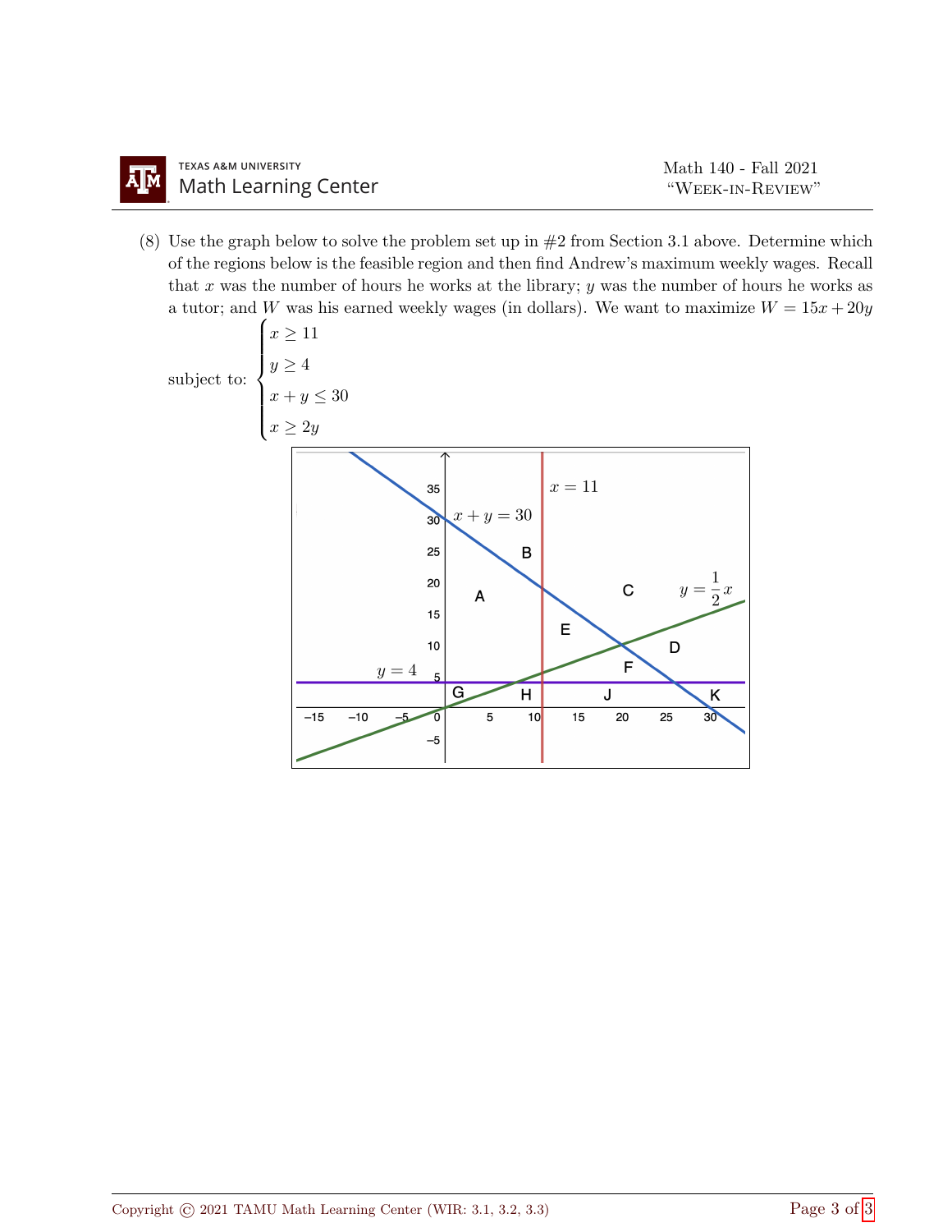(8) Use the graph below to solve the problem set up in #2 from Section 3.1 above. Determine which of the regions below is the feasible region and then find Andrew's maximum weekly wages. Recall that $x$ was the number of hours he works at the library; $y$ was the number of hours he works as a tutor; and $W$ was his earned weekly wages (in dollars). We want to maximize $W = 15x + 20y$

$$\text{subject to: } \begin{cases} x \geq 11 \\ y \geq 4 \\ x + y \leq 30 \\ x \geq 2y \end{cases}$$

35
30
25
20
15
10
5
0
−5
−15
−10
−5
5
10
15
20
25
30
$x = 11$
$x + y = 30$
$y = \frac{1}{2}x$
$y = 4$
A
B
C
D
E
F
G
H
J
K